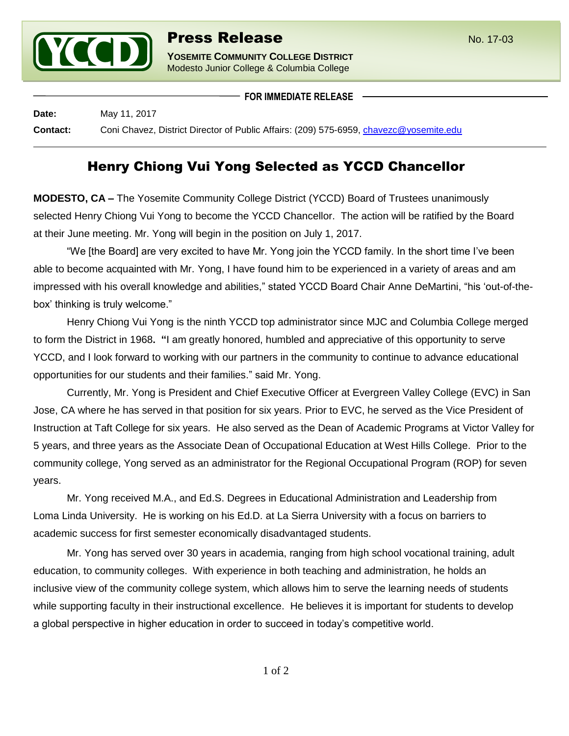**Press Release**

No. 17-03

**YOSEMITE COMMUNITY COLLEGE DISTRICT**
Modesto Junior College & Columbia College

**FOR IMMEDIATE RELEASE**

**Date:** May 11, 2017

**Contact:** Coni Chavez, District Director of Public Affairs: (209) 575-6959, chavezc@yosemite.edu

# Henry Chiong Vui Yong Selected as YCCD Chancellor

**MODESTO, CA –** The Yosemite Community College District (YCCD) Board of Trustees unanimously selected Henry Chiong Vui Yong to become the YCCD Chancellor. The action will be ratified by the Board at their June meeting. Mr. Yong will begin in the position on July 1, 2017.

"We [the Board] are very excited to have Mr. Yong join the YCCD family. In the short time I've been able to become acquainted with Mr. Yong, I have found him to be experienced in a variety of areas and am impressed with his overall knowledge and abilities," stated YCCD Board Chair Anne DeMartini, "his 'out-of-the-box' thinking is truly welcome."

Henry Chiong Vui Yong is the ninth YCCD top administrator since MJC and Columbia College merged to form the District in 1968**.** **"**I am greatly honored, humbled and appreciative of this opportunity to serve YCCD, and I look forward to working with our partners in the community to continue to advance educational opportunities for our students and their families." said Mr. Yong.

Currently, Mr. Yong is President and Chief Executive Officer at Evergreen Valley College (EVC) in San Jose, CA where he has served in that position for six years. Prior to EVC, he served as the Vice President of Instruction at Taft College for six years. He also served as the Dean of Academic Programs at Victor Valley for 5 years, and three years as the Associate Dean of Occupational Education at West Hills College. Prior to the community college, Yong served as an administrator for the Regional Occupational Program (ROP) for seven years.

Mr. Yong received M.A., and Ed.S. Degrees in Educational Administration and Leadership from Loma Linda University. He is working on his Ed.D. at La Sierra University with a focus on barriers to academic success for first semester economically disadvantaged students.

Mr. Yong has served over 30 years in academia, ranging from high school vocational training, adult education, to community colleges. With experience in both teaching and administration, he holds an inclusive view of the community college system, which allows him to serve the learning needs of students while supporting faculty in their instructional excellence. He believes it is important for students to develop a global perspective in higher education in order to succeed in today's competitive world.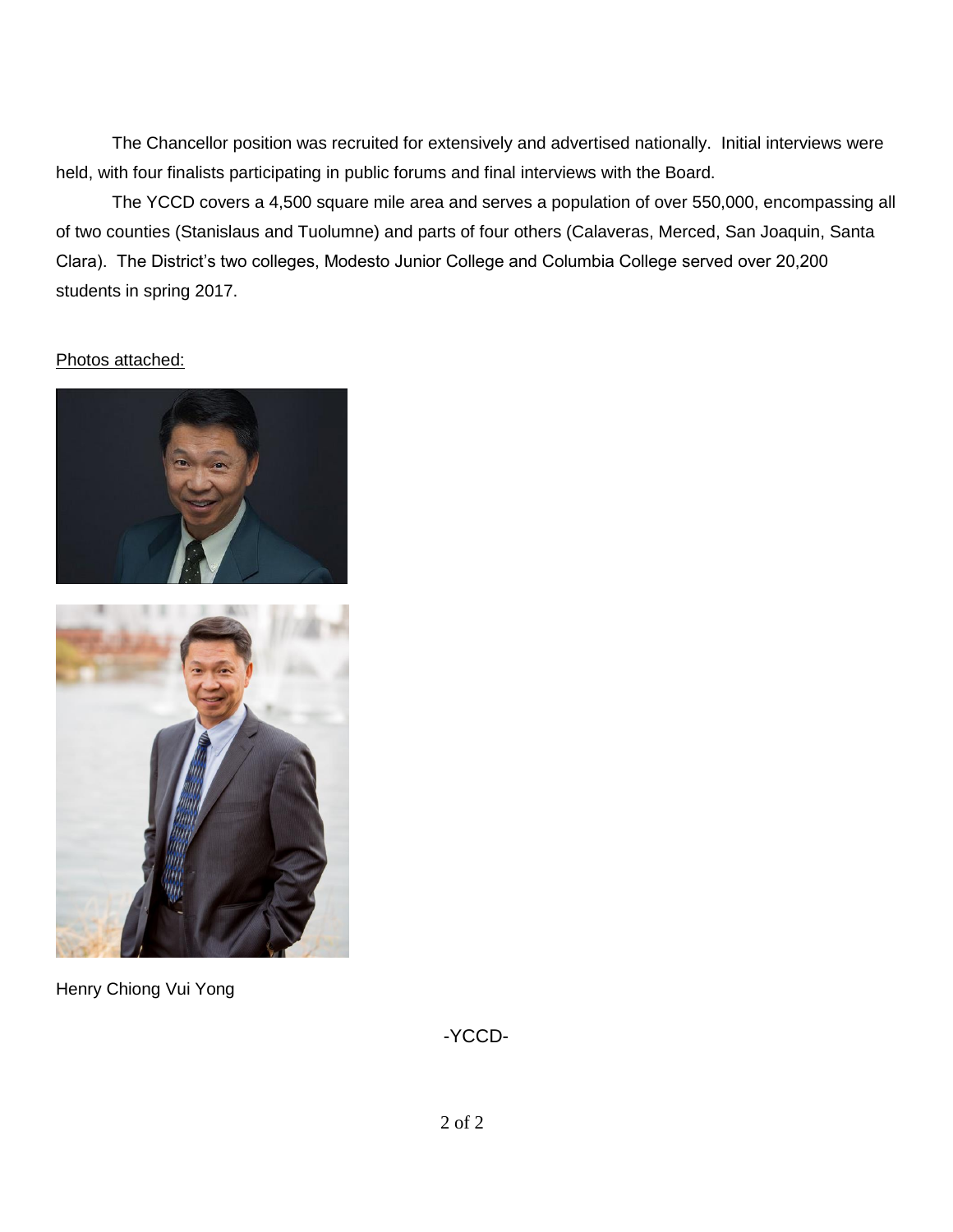The Chancellor position was recruited for extensively and advertised nationally. Initial interviews were held, with four finalists participating in public forums and final interviews with the Board.

The YCCD covers a 4,500 square mile area and serves a population of over 550,000, encompassing all of two counties (Stanislaus and Tuolumne) and parts of four others (Calaveras, Merced, San Joaquin, Santa Clara). The District's two colleges, Modesto Junior College and Columbia College served over 20,200 students in spring 2017.

Photos attached:

Henry Chiong Vui Yong

-YCCD-